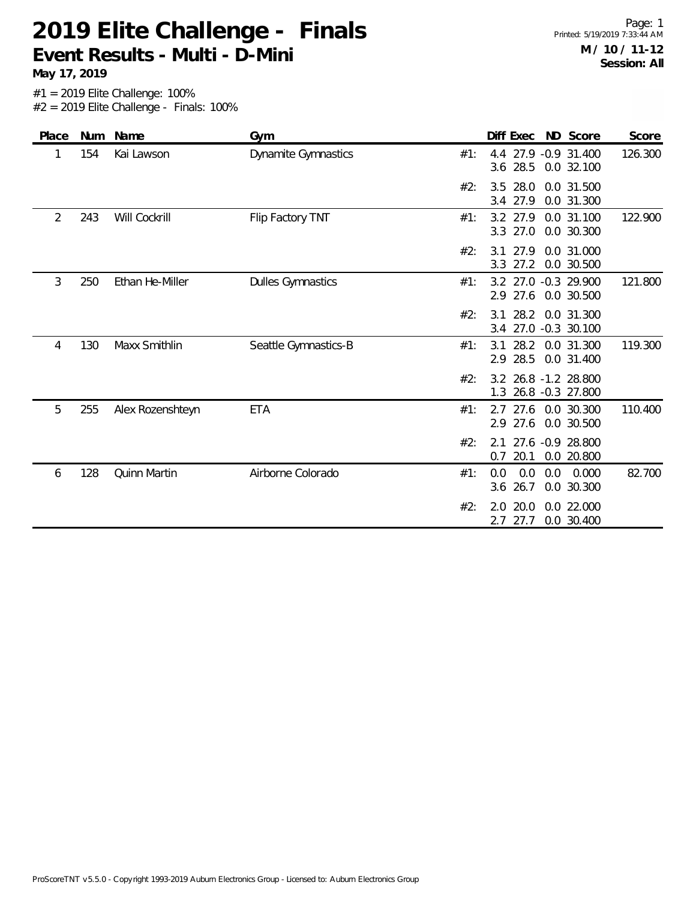# 2019 Elite Challenge - Finals

## Event Results - Multi - D-Mini

**May 17, 2019**

**M / 10 / 11-12**
**Session: All**

#1 = 2019 Elite Challenge: 100%
#2 = 2019 Elite Challenge - Finals: 100%

| Place | Num | Name | Gym | | Diff | Exec | ND | Score | Score |
|---|---|---|---|---|---|---|---|---|---|
| 1 | 154 | Kai Lawson | Dynamite Gymnastics | #1: | 4.4 | 27.9 | -0.9 | 31.400 | 126.300 |
| | | | | | 3.6 | 28.5 | 0.0 | 32.100 | |
| | | | | #2: | 3.5 | 28.0 | 0.0 | 31.500 | |
| | | | | | 3.4 | 27.9 | 0.0 | 31.300 | |
| 2 | 243 | Will Cockrill | Flip Factory TNT | #1: | 3.2 | 27.9 | 0.0 | 31.100 | 122.900 |
| | | | | | 3.3 | 27.0 | 0.0 | 30.300 | |
| | | | | #2: | 3.1 | 27.9 | 0.0 | 31.000 | |
| | | | | | 3.3 | 27.2 | 0.0 | 30.500 | |
| 3 | 250 | Ethan He-Miller | Dulles Gymnastics | #1: | 3.2 | 27.0 | -0.3 | 29.900 | 121.800 |
| | | | | | 2.9 | 27.6 | 0.0 | 30.500 | |
| | | | | #2: | 3.1 | 28.2 | 0.0 | 31.300 | |
| | | | | | 3.4 | 27.0 | -0.3 | 30.100 | |
| 4 | 130 | Maxx Smithlin | Seattle Gymnastics-B | #1: | 3.1 | 28.2 | 0.0 | 31.300 | 119.300 |
| | | | | | 2.9 | 28.5 | 0.0 | 31.400 | |
| | | | | #2: | 3.2 | 26.8 | -1.2 | 28.800 | |
| | | | | | 1.3 | 26.8 | -0.3 | 27.800 | |
| 5 | 255 | Alex Rozenshteyn | ETA | #1: | 2.7 | 27.6 | 0.0 | 30.300 | 110.400 |
| | | | | | 2.9 | 27.6 | 0.0 | 30.500 | |
| | | | | #2: | 2.1 | 27.6 | -0.9 | 28.800 | |
| | | | | | 0.7 | 20.1 | 0.0 | 20.800 | |
| 6 | 128 | Quinn Martin | Airborne Colorado | #1: | 0.0 | 0.0 | 0.0 | 0.000 | 82.700 |
| | | | | | 3.6 | 26.7 | 0.0 | 30.300 | |
| | | | | #2: | 2.0 | 20.0 | 0.0 | 22.000 | |
| | | | | | 2.7 | 27.7 | 0.0 | 30.400 | |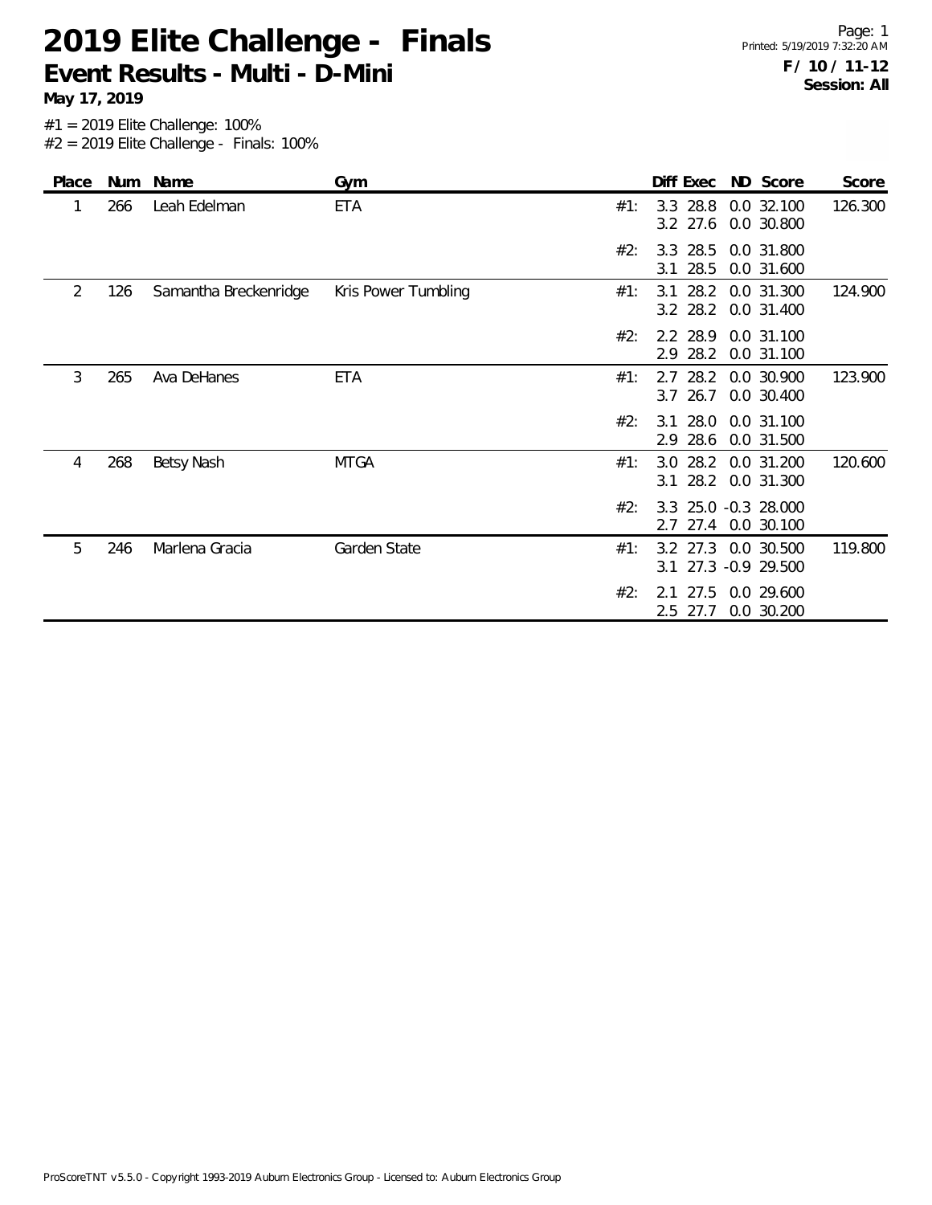# 2019 Elite Challenge - Finals

## Event Results - Multi - D-Mini

**May 17, 2019**

**F / 10 / 11-12**
**Session: All**

#1 = 2019 Elite Challenge: 100%
#2 = 2019 Elite Challenge - Finals: 100%

| Place | Num | Name | Gym | | Diff | Exec | ND | Score | Score |
|---|---|---|---|---|---|---|---|---|---|
| 1 | 266 | Leah Edelman | ETA | #1: | 3.3 | 28.8 | 0.0 | 32.100 | 126.300 |
| | | | | | 3.2 | 27.6 | 0.0 | 30.800 | |
| | | | | #2: | 3.3 | 28.5 | 0.0 | 31.800 | |
| | | | | | 3.1 | 28.5 | 0.0 | 31.600 | |
| 2 | 126 | Samantha Breckenridge | Kris Power Tumbling | #1: | 3.1 | 28.2 | 0.0 | 31.300 | 124.900 |
| | | | | | 3.2 | 28.2 | 0.0 | 31.400 | |
| | | | | #2: | 2.2 | 28.9 | 0.0 | 31.100 | |
| | | | | | 2.9 | 28.2 | 0.0 | 31.100 | |
| 3 | 265 | Ava DeHanes | ETA | #1: | 2.7 | 28.2 | 0.0 | 30.900 | 123.900 |
| | | | | | 3.7 | 26.7 | 0.0 | 30.400 | |
| | | | | #2: | 3.1 | 28.0 | 0.0 | 31.100 | |
| | | | | | 2.9 | 28.6 | 0.0 | 31.500 | |
| 4 | 268 | Betsy Nash | MTGA | #1: | 3.0 | 28.2 | 0.0 | 31.200 | 120.600 |
| | | | | | 3.1 | 28.2 | 0.0 | 31.300 | |
| | | | | #2: | 3.3 | 25.0 | -0.3 | 28.000 | |
| | | | | | 2.7 | 27.4 | 0.0 | 30.100 | |
| 5 | 246 | Marlena Gracia | Garden State | #1: | 3.2 | 27.3 | 0.0 | 30.500 | 119.800 |
| | | | | | 3.1 | 27.3 | -0.9 | 29.500 | |
| | | | | #2: | 2.1 | 27.5 | 0.0 | 29.600 | |
| | | | | | 2.5 | 27.7 | 0.0 | 30.200 | |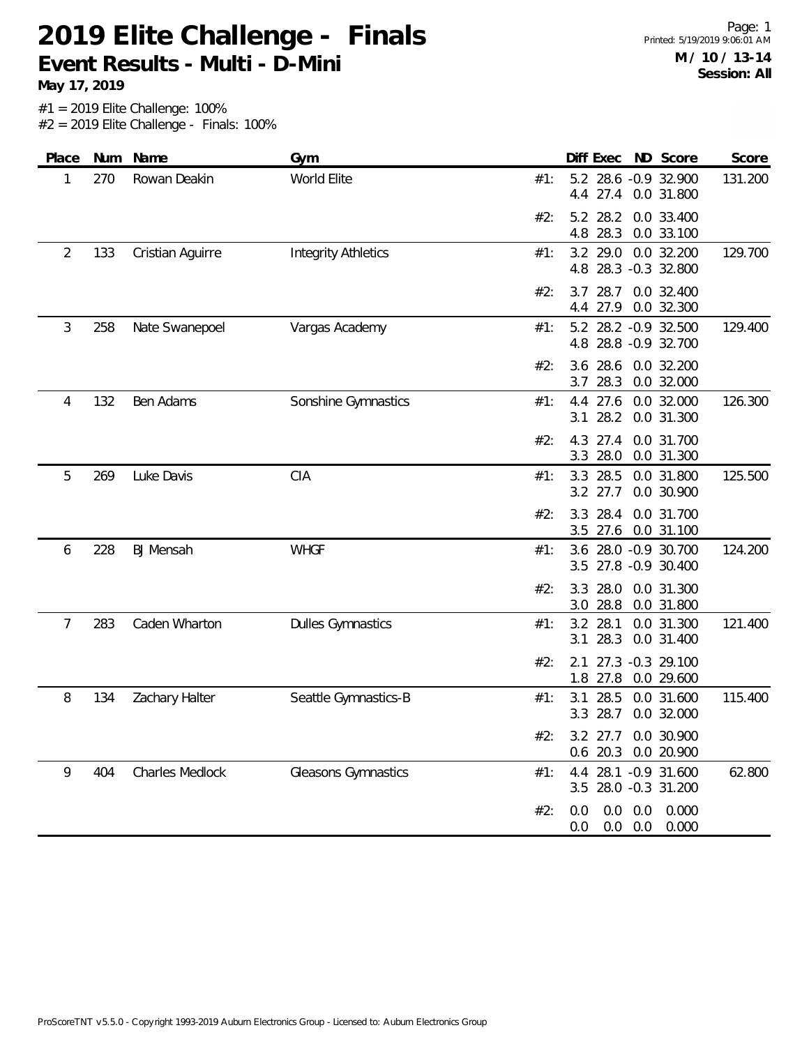# 2019 Elite Challenge - Finals

## Event Results - Multi - D-Mini

**May 17, 2019**

**M / 10 / 13-14**
**Session: All**

#1 = 2019 Elite Challenge: 100%
#2 = 2019 Elite Challenge - Finals: 100%

| Place | Num | Name | Gym | | Diff | Exec | ND | Score | Score |
|---|---|---|---|---|---|---|---|---|---|
| 1 | 270 | Rowan Deakin | World Elite | #1: | 5.2 | 28.6 | -0.9 | 32.900 | 131.200 |
| | | | | | 4.4 | 27.4 | 0.0 | 31.800 | |
| | | | | #2: | 5.2 | 28.2 | 0.0 | 33.400 | |
| | | | | | 4.8 | 28.3 | 0.0 | 33.100 | |
| 2 | 133 | Cristian Aguirre | Integrity Athletics | #1: | 3.2 | 29.0 | 0.0 | 32.200 | 129.700 |
| | | | | | 4.8 | 28.3 | -0.3 | 32.800 | |
| | | | | #2: | 3.7 | 28.7 | 0.0 | 32.400 | |
| | | | | | 4.4 | 27.9 | 0.0 | 32.300 | |
| 3 | 258 | Nate Swanepoel | Vargas Academy | #1: | 5.2 | 28.2 | -0.9 | 32.500 | 129.400 |
| | | | | | 4.8 | 28.8 | -0.9 | 32.700 | |
| | | | | #2: | 3.6 | 28.6 | 0.0 | 32.200 | |
| | | | | | 3.7 | 28.3 | 0.0 | 32.000 | |
| 4 | 132 | Ben Adams | Sonshine Gymnastics | #1: | 4.4 | 27.6 | 0.0 | 32.000 | 126.300 |
| | | | | | 3.1 | 28.2 | 0.0 | 31.300 | |
| | | | | #2: | 4.3 | 27.4 | 0.0 | 31.700 | |
| | | | | | 3.3 | 28.0 | 0.0 | 31.300 | |
| 5 | 269 | Luke Davis | CIA | #1: | 3.3 | 28.5 | 0.0 | 31.800 | 125.500 |
| | | | | | 3.2 | 27.7 | 0.0 | 30.900 | |
| | | | | #2: | 3.3 | 28.4 | 0.0 | 31.700 | |
| | | | | | 3.5 | 27.6 | 0.0 | 31.100 | |
| 6 | 228 | BJ Mensah | WHGF | #1: | 3.6 | 28.0 | -0.9 | 30.700 | 124.200 |
| | | | | | 3.5 | 27.8 | -0.9 | 30.400 | |
| | | | | #2: | 3.3 | 28.0 | 0.0 | 31.300 | |
| | | | | | 3.0 | 28.8 | 0.0 | 31.800 | |
| 7 | 283 | Caden Wharton | Dulles Gymnastics | #1: | 3.2 | 28.1 | 0.0 | 31.300 | 121.400 |
| | | | | | 3.1 | 28.3 | 0.0 | 31.400 | |
| | | | | #2: | 2.1 | 27.3 | -0.3 | 29.100 | |
| | | | | | 1.8 | 27.8 | 0.0 | 29.600 | |
| 8 | 134 | Zachary Halter | Seattle Gymnastics-B | #1: | 3.1 | 28.5 | 0.0 | 31.600 | 115.400 |
| | | | | | 3.3 | 28.7 | 0.0 | 32.000 | |
| | | | | #2: | 3.2 | 27.7 | 0.0 | 30.900 | |
| | | | | | 0.6 | 20.3 | 0.0 | 20.900 | |
| 9 | 404 | Charles Medlock | Gleasons Gymnastics | #1: | 4.4 | 28.1 | -0.9 | 31.600 | 62.800 |
| | | | | | 3.5 | 28.0 | -0.3 | 31.200 | |
| | | | | #2: | 0.0 | 0.0 | 0.0 | 0.000 | |
| | | | | | 0.0 | 0.0 | 0.0 | 0.000 | |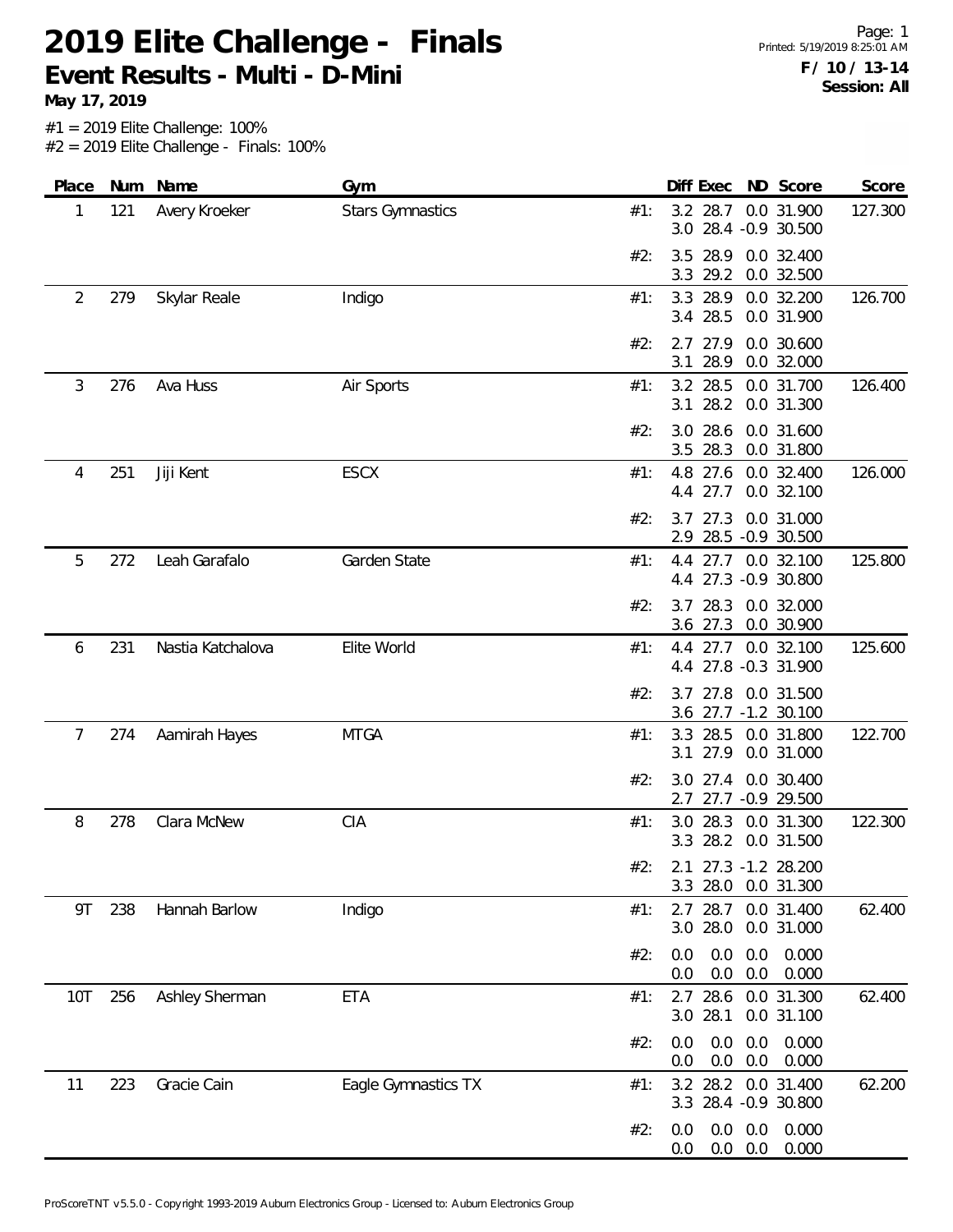# 2019 Elite Challenge - Finals

## Event Results - Multi - D-Mini

**May 17, 2019**

**F / 10 / 13-14**
**Session: All**

#1 = 2019 Elite Challenge: 100%
#2 = 2019 Elite Challenge - Finals: 100%

| Place | Num | Name | Gym | | Diff | Exec | ND | Score | Score |
|---|---|---|---|---|---|---|---|---|---|
| 1 | 121 | Avery Kroeker | Stars Gymnastics | #1: | 3.2 | 28.7 | 0.0 | 31.900 | 127.300 |
| | | | | | 3.0 | 28.4 | -0.9 | 30.500 | |
| | | | | #2: | 3.5 | 28.9 | 0.0 | 32.400 | |
| | | | | | 3.3 | 29.2 | 0.0 | 32.500 | |
| 2 | 279 | Skylar Reale | Indigo | #1: | 3.3 | 28.9 | 0.0 | 32.200 | 126.700 |
| | | | | | 3.4 | 28.5 | 0.0 | 31.900 | |
| | | | | #2: | 2.7 | 27.9 | 0.0 | 30.600 | |
| | | | | | 3.1 | 28.9 | 0.0 | 32.000 | |
| 3 | 276 | Ava Huss | Air Sports | #1: | 3.2 | 28.5 | 0.0 | 31.700 | 126.400 |
| | | | | | 3.1 | 28.2 | 0.0 | 31.300 | |
| | | | | #2: | 3.0 | 28.6 | 0.0 | 31.600 | |
| | | | | | 3.5 | 28.3 | 0.0 | 31.800 | |
| 4 | 251 | Jiji Kent | ESCX | #1: | 4.8 | 27.6 | 0.0 | 32.400 | 126.000 |
| | | | | | 4.4 | 27.7 | 0.0 | 32.100 | |
| | | | | #2: | 3.7 | 27.3 | 0.0 | 31.000 | |
| | | | | | 2.9 | 28.5 | -0.9 | 30.500 | |
| 5 | 272 | Leah Garafalo | Garden State | #1: | 4.4 | 27.7 | 0.0 | 32.100 | 125.800 |
| | | | | | 4.4 | 27.3 | -0.9 | 30.800 | |
| | | | | #2: | 3.7 | 28.3 | 0.0 | 32.000 | |
| | | | | | 3.6 | 27.3 | 0.0 | 30.900 | |
| 6 | 231 | Nastia Katchalova | Elite World | #1: | 4.4 | 27.7 | 0.0 | 32.100 | 125.600 |
| | | | | | 4.4 | 27.8 | -0.3 | 31.900 | |
| | | | | #2: | 3.7 | 27.8 | 0.0 | 31.500 | |
| | | | | | 3.6 | 27.7 | -1.2 | 30.100 | |
| 7 | 274 | Aamirah Hayes | MTGA | #1: | 3.3 | 28.5 | 0.0 | 31.800 | 122.700 |
| | | | | | 3.1 | 27.9 | 0.0 | 31.000 | |
| | | | | #2: | 3.0 | 27.4 | 0.0 | 30.400 | |
| | | | | | 2.7 | 27.7 | -0.9 | 29.500 | |
| 8 | 278 | Clara McNew | CIA | #1: | 3.0 | 28.3 | 0.0 | 31.300 | 122.300 |
| | | | | | 3.3 | 28.2 | 0.0 | 31.500 | |
| | | | | #2: | 2.1 | 27.3 | -1.2 | 28.200 | |
| | | | | | 3.3 | 28.0 | 0.0 | 31.300 | |
| 9T | 238 | Hannah Barlow | Indigo | #1: | 2.7 | 28.7 | 0.0 | 31.400 | 62.400 |
| | | | | | 3.0 | 28.0 | 0.0 | 31.000 | |
| | | | | #2: | 0.0 | 0.0 | 0.0 | 0.000 | |
| | | | | | 0.0 | 0.0 | 0.0 | 0.000 | |
| 10T | 256 | Ashley Sherman | ETA | #1: | 2.7 | 28.6 | 0.0 | 31.300 | 62.400 |
| | | | | | 3.0 | 28.1 | 0.0 | 31.100 | |
| | | | | #2: | 0.0 | 0.0 | 0.0 | 0.000 | |
| | | | | | 0.0 | 0.0 | 0.0 | 0.000 | |
| 11 | 223 | Gracie Cain | Eagle Gymnastics TX | #1: | 3.2 | 28.2 | 0.0 | 31.400 | 62.200 |
| | | | | | 3.3 | 28.4 | -0.9 | 30.800 | |
| | | | | #2: | 0.0 | 0.0 | 0.0 | 0.000 | |
| | | | | | 0.0 | 0.0 | 0.0 | 0.000 | |

ProScoreTNT v5.5.0 - Copyright 1993-2019 Auburn Electronics Group - Licensed to: Auburn Electronics Group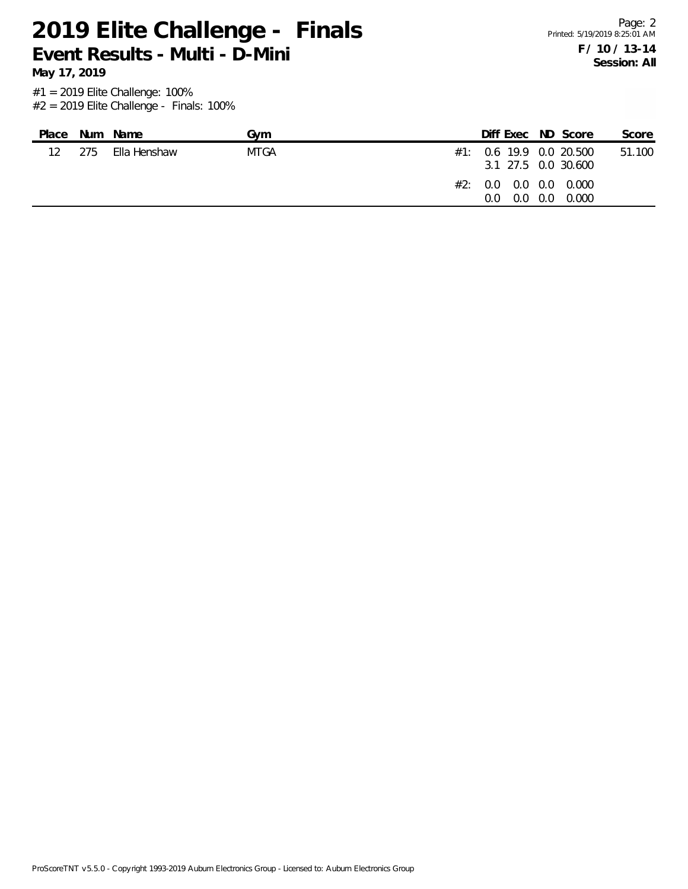# 2019 Elite Challenge - Finals

## Event Results - Multi - D-Mini

**May 17, 2019**

**F / 10 / 13-14**
**Session: All**

#1 = 2019 Elite Challenge: 100%
#2 = 2019 Elite Challenge - Finals: 100%

| Place | Num | Name | Gym | | Diff | Exec | ND | Score | Score |
|---|---|---|---|---|---|---|---|---|---|
| 12 | 275 | Ella Henshaw | MTGA | #1: | 0.6 | 19.9 | 0.0 | 20.500 | 51.100 |
| | | | | | 3.1 | 27.5 | 0.0 | 30.600 | |
| | | | | #2: | 0.0 | 0.0 | 0.0 | 0.000 | |
| | | | | | 0.0 | 0.0 | 0.0 | 0.000 | |

ProScoreTNT v5.5.0 - Copyright 1993-2019 Auburn Electronics Group - Licensed to: Auburn Electronics Group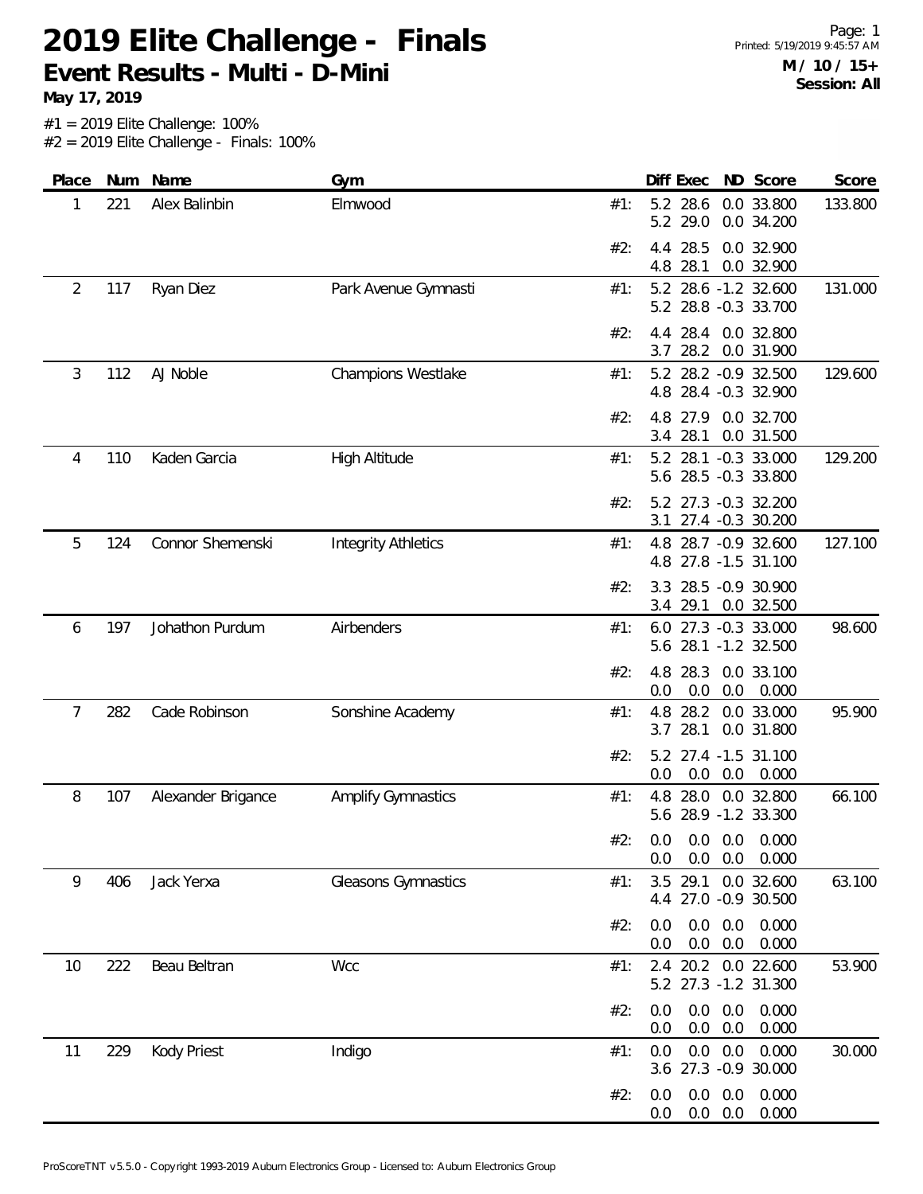# 2019 Elite Challenge - Finals

**Event Results - Multi - D-Mini**

**May 17, 2019**

**M / 10 / 15+**
**Session: All**

#1 = 2019 Elite Challenge: 100%
#2 = 2019 Elite Challenge - Finals: 100%

| Place | Num | Name | Gym | | Diff | Exec | ND | Score | Score |
|---|---|---|---|---|---|---|---|---|---|
| 1 | 221 | Alex Balinbin | Elmwood | #1: | 5.2 | 28.6 | 0.0 | 33.800 | 133.800 |
| | | | | | 5.2 | 29.0 | 0.0 | 34.200 | |
| | | | | #2: | 4.4 | 28.5 | 0.0 | 32.900 | |
| | | | | | 4.8 | 28.1 | 0.0 | 32.900 | |
| 2 | 117 | Ryan Diez | Park Avenue Gymnasti | #1: | 5.2 | 28.6 | -1.2 | 32.600 | 131.000 |
| | | | | | 5.2 | 28.8 | -0.3 | 33.700 | |
| | | | | #2: | 4.4 | 28.4 | 0.0 | 32.800 | |
| | | | | | 3.7 | 28.2 | 0.0 | 31.900 | |
| 3 | 112 | AJ Noble | Champions Westlake | #1: | 5.2 | 28.2 | -0.9 | 32.500 | 129.600 |
| | | | | | 4.8 | 28.4 | -0.3 | 32.900 | |
| | | | | #2: | 4.8 | 27.9 | 0.0 | 32.700 | |
| | | | | | 3.4 | 28.1 | 0.0 | 31.500 | |
| 4 | 110 | Kaden Garcia | High Altitude | #1: | 5.2 | 28.1 | -0.3 | 33.000 | 129.200 |
| | | | | | 5.6 | 28.5 | -0.3 | 33.800 | |
| | | | | #2: | 5.2 | 27.3 | -0.3 | 32.200 | |
| | | | | | 3.1 | 27.4 | -0.3 | 30.200 | |
| 5 | 124 | Connor Shemenski | Integrity Athletics | #1: | 4.8 | 28.7 | -0.9 | 32.600 | 127.100 |
| | | | | | 4.8 | 27.8 | -1.5 | 31.100 | |
| | | | | #2: | 3.3 | 28.5 | -0.9 | 30.900 | |
| | | | | | 3.4 | 29.1 | 0.0 | 32.500 | |
| 6 | 197 | Johathon Purdum | Airbenders | #1: | 6.0 | 27.3 | -0.3 | 33.000 | 98.600 |
| | | | | | 5.6 | 28.1 | -1.2 | 32.500 | |
| | | | | #2: | 4.8 | 28.3 | 0.0 | 33.100 | |
| | | | | | 0.0 | 0.0 | 0.0 | 0.000 | |
| 7 | 282 | Cade Robinson | Sonshine Academy | #1: | 4.8 | 28.2 | 0.0 | 33.000 | 95.900 |
| | | | | | 3.7 | 28.1 | 0.0 | 31.800 | |
| | | | | #2: | 5.2 | 27.4 | -1.5 | 31.100 | |
| | | | | | 0.0 | 0.0 | 0.0 | 0.000 | |
| 8 | 107 | Alexander Brigance | Amplify Gymnastics | #1: | 4.8 | 28.0 | 0.0 | 32.800 | 66.100 |
| | | | | | 5.6 | 28.9 | -1.2 | 33.300 | |
| | | | | #2: | 0.0 | 0.0 | 0.0 | 0.000 | |
| | | | | | 0.0 | 0.0 | 0.0 | 0.000 | |
| 9 | 406 | Jack Yerxa | Gleasons Gymnastics | #1: | 3.5 | 29.1 | 0.0 | 32.600 | 63.100 |
| | | | | | 4.4 | 27.0 | -0.9 | 30.500 | |
| | | | | #2: | 0.0 | 0.0 | 0.0 | 0.000 | |
| | | | | | 0.0 | 0.0 | 0.0 | 0.000 | |
| 10 | 222 | Beau Beltran | Wcc | #1: | 2.4 | 20.2 | 0.0 | 22.600 | 53.900 |
| | | | | | 5.2 | 27.3 | -1.2 | 31.300 | |
| | | | | #2: | 0.0 | 0.0 | 0.0 | 0.000 | |
| | | | | | 0.0 | 0.0 | 0.0 | 0.000 | |
| 11 | 229 | Kody Priest | Indigo | #1: | 0.0 | 0.0 | 0.0 | 0.000 | 30.000 |
| | | | | | 3.6 | 27.3 | -0.9 | 30.000 | |
| | | | | #2: | 0.0 | 0.0 | 0.0 | 0.000 | |
| | | | | | 0.0 | 0.0 | 0.0 | 0.000 | |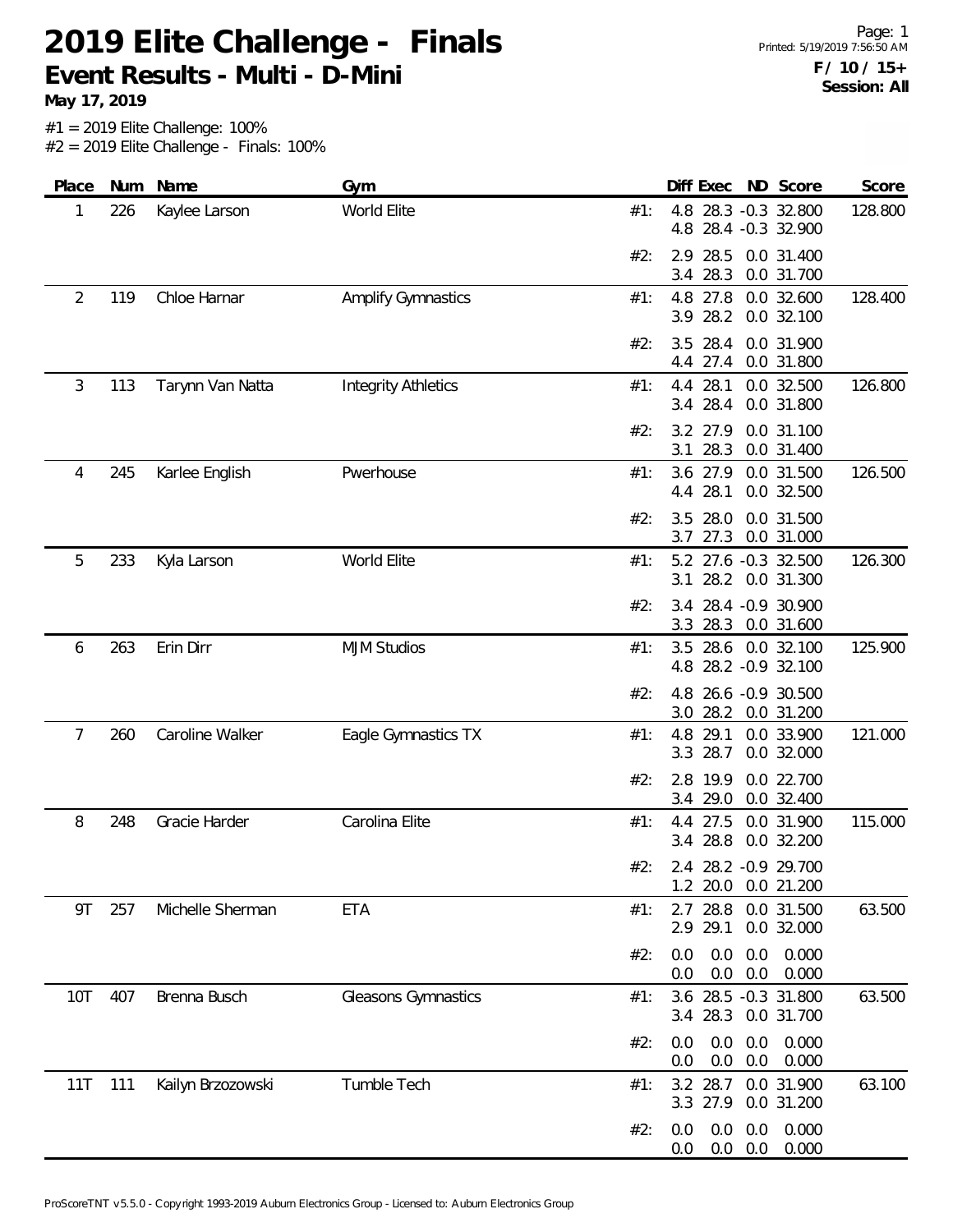# 2019 Elite Challenge - Finals

## Event Results - Multi - D-Mini

**May 17, 2019**

Printed: 5/19/2019 7:56:50 AM

**F / 10 / 15+**
**Session: All**

#1 = 2019 Elite Challenge: 100%
#2 = 2019 Elite Challenge - Finals: 100%

| Place | Num | Name | Gym | | Diff | Exec | ND | Score | Score |
|---|---|---|---|---|---|---|---|---|---|
| 1 | 226 | Kaylee Larson | World Elite | #1: | 4.8 | 28.3 | -0.3 | 32.800 | 128.800 |
| | | | | | 4.8 | 28.4 | -0.3 | 32.900 | |
| | | | | #2: | 2.9 | 28.5 | 0.0 | 31.400 | |
| | | | | | 3.4 | 28.3 | 0.0 | 31.700 | |
| 2 | 119 | Chloe Harnar | Amplify Gymnastics | #1: | 4.8 | 27.8 | 0.0 | 32.600 | 128.400 |
| | | | | | 3.9 | 28.2 | 0.0 | 32.100 | |
| | | | | #2: | 3.5 | 28.4 | 0.0 | 31.900 | |
| | | | | | 4.4 | 27.4 | 0.0 | 31.800 | |
| 3 | 113 | Tarynn Van Natta | Integrity Athletics | #1: | 4.4 | 28.1 | 0.0 | 32.500 | 126.800 |
| | | | | | 3.4 | 28.4 | 0.0 | 31.800 | |
| | | | | #2: | 3.2 | 27.9 | 0.0 | 31.100 | |
| | | | | | 3.1 | 28.3 | 0.0 | 31.400 | |
| 4 | 245 | Karlee English | Pwerhouse | #1: | 3.6 | 27.9 | 0.0 | 31.500 | 126.500 |
| | | | | | 4.4 | 28.1 | 0.0 | 32.500 | |
| | | | | #2: | 3.5 | 28.0 | 0.0 | 31.500 | |
| | | | | | 3.7 | 27.3 | 0.0 | 31.000 | |
| 5 | 233 | Kyla Larson | World Elite | #1: | 5.2 | 27.6 | -0.3 | 32.500 | 126.300 |
| | | | | | 3.1 | 28.2 | 0.0 | 31.300 | |
| | | | | #2: | 3.4 | 28.4 | -0.9 | 30.900 | |
| | | | | | 3.3 | 28.3 | 0.0 | 31.600 | |
| 6 | 263 | Erin Dirr | MJM Studios | #1: | 3.5 | 28.6 | 0.0 | 32.100 | 125.900 |
| | | | | | 4.8 | 28.2 | -0.9 | 32.100 | |
| | | | | #2: | 4.8 | 26.6 | -0.9 | 30.500 | |
| | | | | | 3.0 | 28.2 | 0.0 | 31.200 | |
| 7 | 260 | Caroline Walker | Eagle Gymnastics TX | #1: | 4.8 | 29.1 | 0.0 | 33.900 | 121.000 |
| | | | | | 3.3 | 28.7 | 0.0 | 32.000 | |
| | | | | #2: | 2.8 | 19.9 | 0.0 | 22.700 | |
| | | | | | 3.4 | 29.0 | 0.0 | 32.400 | |
| 8 | 248 | Gracie Harder | Carolina Elite | #1: | 4.4 | 27.5 | 0.0 | 31.900 | 115.000 |
| | | | | | 3.4 | 28.8 | 0.0 | 32.200 | |
| | | | | #2: | 2.4 | 28.2 | -0.9 | 29.700 | |
| | | | | | 1.2 | 20.0 | 0.0 | 21.200 | |
| 9T | 257 | Michelle Sherman | ETA | #1: | 2.7 | 28.8 | 0.0 | 31.500 | 63.500 |
| | | | | | 2.9 | 29.1 | 0.0 | 32.000 | |
| | | | | #2: | 0.0 | 0.0 | 0.0 | 0.000 | |
| | | | | | 0.0 | 0.0 | 0.0 | 0.000 | |
| 10T | 407 | Brenna Busch | Gleasons Gymnastics | #1: | 3.6 | 28.5 | -0.3 | 31.800 | 63.500 |
| | | | | | 3.4 | 28.3 | 0.0 | 31.700 | |
| | | | | #2: | 0.0 | 0.0 | 0.0 | 0.000 | |
| | | | | | 0.0 | 0.0 | 0.0 | 0.000 | |
| 11T | 111 | Kailyn Brzozowski | Tumble Tech | #1: | 3.2 | 28.7 | 0.0 | 31.900 | 63.100 |
| | | | | | 3.3 | 27.9 | 0.0 | 31.200 | |
| | | | | #2: | 0.0 | 0.0 | 0.0 | 0.000 | |
| | | | | | 0.0 | 0.0 | 0.0 | 0.000 | |

ProScoreTNT v5.5.0 - Copyright 1993-2019 Auburn Electronics Group - Licensed to: Auburn Electronics Group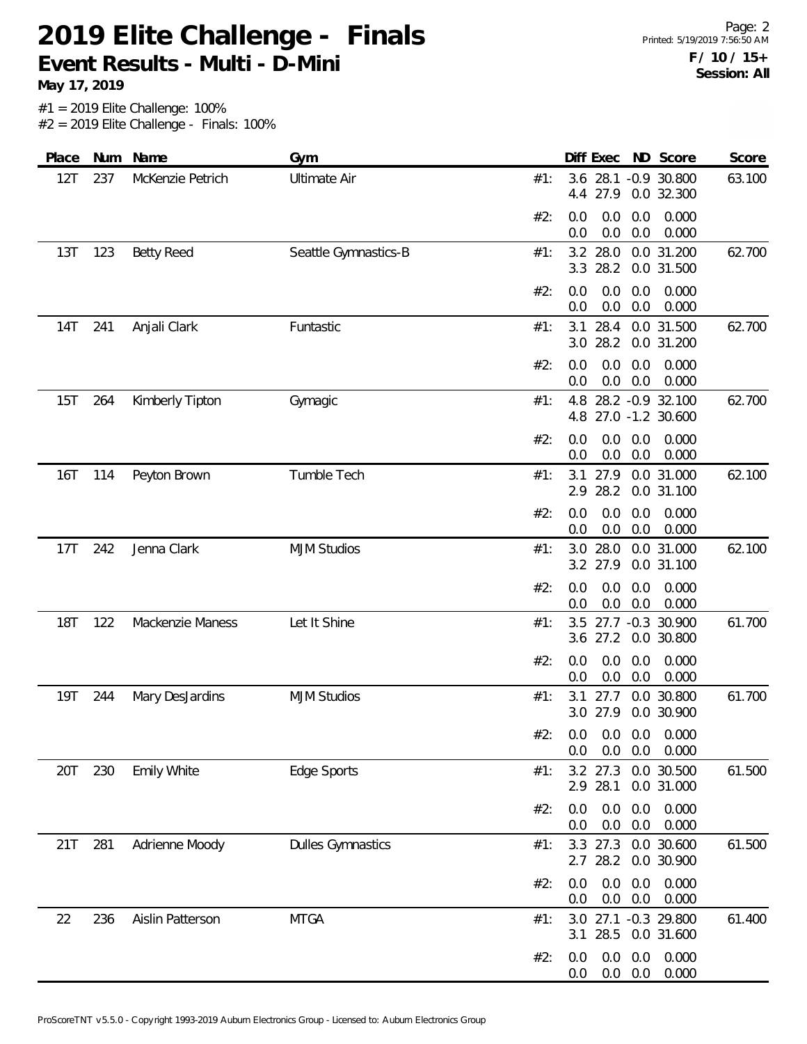# 2019 Elite Challenge - Finals

## Event Results - Multi - D-Mini

**May 17, 2019**

**F / 10 / 15+**
**Session: All**

#1 = 2019 Elite Challenge: 100%
#2 = 2019 Elite Challenge - Finals: 100%

| Place | Num | Name | Gym | | Diff | Exec | ND | Score | Score |
|---|---|---|---|---|---|---|---|---|---|
| 12T | 237 | McKenzie Petrich | Ultimate Air | #1: | 3.6 | 28.1 | -0.9 | 30.800 | 63.100 |
| | | | | | 4.4 | 27.9 | 0.0 | 32.300 | |
| | | | | #2: | 0.0 | 0.0 | 0.0 | 0.000 | |
| | | | | | 0.0 | 0.0 | 0.0 | 0.000 | |
| 13T | 123 | Betty Reed | Seattle Gymnastics-B | #1: | 3.2 | 28.0 | 0.0 | 31.200 | 62.700 |
| | | | | | 3.3 | 28.2 | 0.0 | 31.500 | |
| | | | | #2: | 0.0 | 0.0 | 0.0 | 0.000 | |
| | | | | | 0.0 | 0.0 | 0.0 | 0.000 | |
| 14T | 241 | Anjali Clark | Funtastic | #1: | 3.1 | 28.4 | 0.0 | 31.500 | 62.700 |
| | | | | | 3.0 | 28.2 | 0.0 | 31.200 | |
| | | | | #2: | 0.0 | 0.0 | 0.0 | 0.000 | |
| | | | | | 0.0 | 0.0 | 0.0 | 0.000 | |
| 15T | 264 | Kimberly Tipton | Gymagic | #1: | 4.8 | 28.2 | -0.9 | 32.100 | 62.700 |
| | | | | | 4.8 | 27.0 | -1.2 | 30.600 | |
| | | | | #2: | 0.0 | 0.0 | 0.0 | 0.000 | |
| | | | | | 0.0 | 0.0 | 0.0 | 0.000 | |
| 16T | 114 | Peyton Brown | Tumble Tech | #1: | 3.1 | 27.9 | 0.0 | 31.000 | 62.100 |
| | | | | | 2.9 | 28.2 | 0.0 | 31.100 | |
| | | | | #2: | 0.0 | 0.0 | 0.0 | 0.000 | |
| | | | | | 0.0 | 0.0 | 0.0 | 0.000 | |
| 17T | 242 | Jenna Clark | MJM Studios | #1: | 3.0 | 28.0 | 0.0 | 31.000 | 62.100 |
| | | | | | 3.2 | 27.9 | 0.0 | 31.100 | |
| | | | | #2: | 0.0 | 0.0 | 0.0 | 0.000 | |
| | | | | | 0.0 | 0.0 | 0.0 | 0.000 | |
| 18T | 122 | Mackenzie Maness | Let It Shine | #1: | 3.5 | 27.7 | -0.3 | 30.900 | 61.700 |
| | | | | | 3.6 | 27.2 | 0.0 | 30.800 | |
| | | | | #2: | 0.0 | 0.0 | 0.0 | 0.000 | |
| | | | | | 0.0 | 0.0 | 0.0 | 0.000 | |
| 19T | 244 | Mary DesJardins | MJM Studios | #1: | 3.1 | 27.7 | 0.0 | 30.800 | 61.700 |
| | | | | | 3.0 | 27.9 | 0.0 | 30.900 | |
| | | | | #2: | 0.0 | 0.0 | 0.0 | 0.000 | |
| | | | | | 0.0 | 0.0 | 0.0 | 0.000 | |
| 20T | 230 | Emily White | Edge Sports | #1: | 3.2 | 27.3 | 0.0 | 30.500 | 61.500 |
| | | | | | 2.9 | 28.1 | 0.0 | 31.000 | |
| | | | | #2: | 0.0 | 0.0 | 0.0 | 0.000 | |
| | | | | | 0.0 | 0.0 | 0.0 | 0.000 | |
| 21T | 281 | Adrienne Moody | Dulles Gymnastics | #1: | 3.3 | 27.3 | 0.0 | 30.600 | 61.500 |
| | | | | | 2.7 | 28.2 | 0.0 | 30.900 | |
| | | | | #2: | 0.0 | 0.0 | 0.0 | 0.000 | |
| | | | | | 0.0 | 0.0 | 0.0 | 0.000 | |
| 22 | 236 | Aislin Patterson | MTGA | #1: | 3.0 | 27.1 | -0.3 | 29.800 | 61.400 |
| | | | | | 3.1 | 28.5 | 0.0 | 31.600 | |
| | | | | #2: | 0.0 | 0.0 | 0.0 | 0.000 | |
| | | | | | 0.0 | 0.0 | 0.0 | 0.000 | |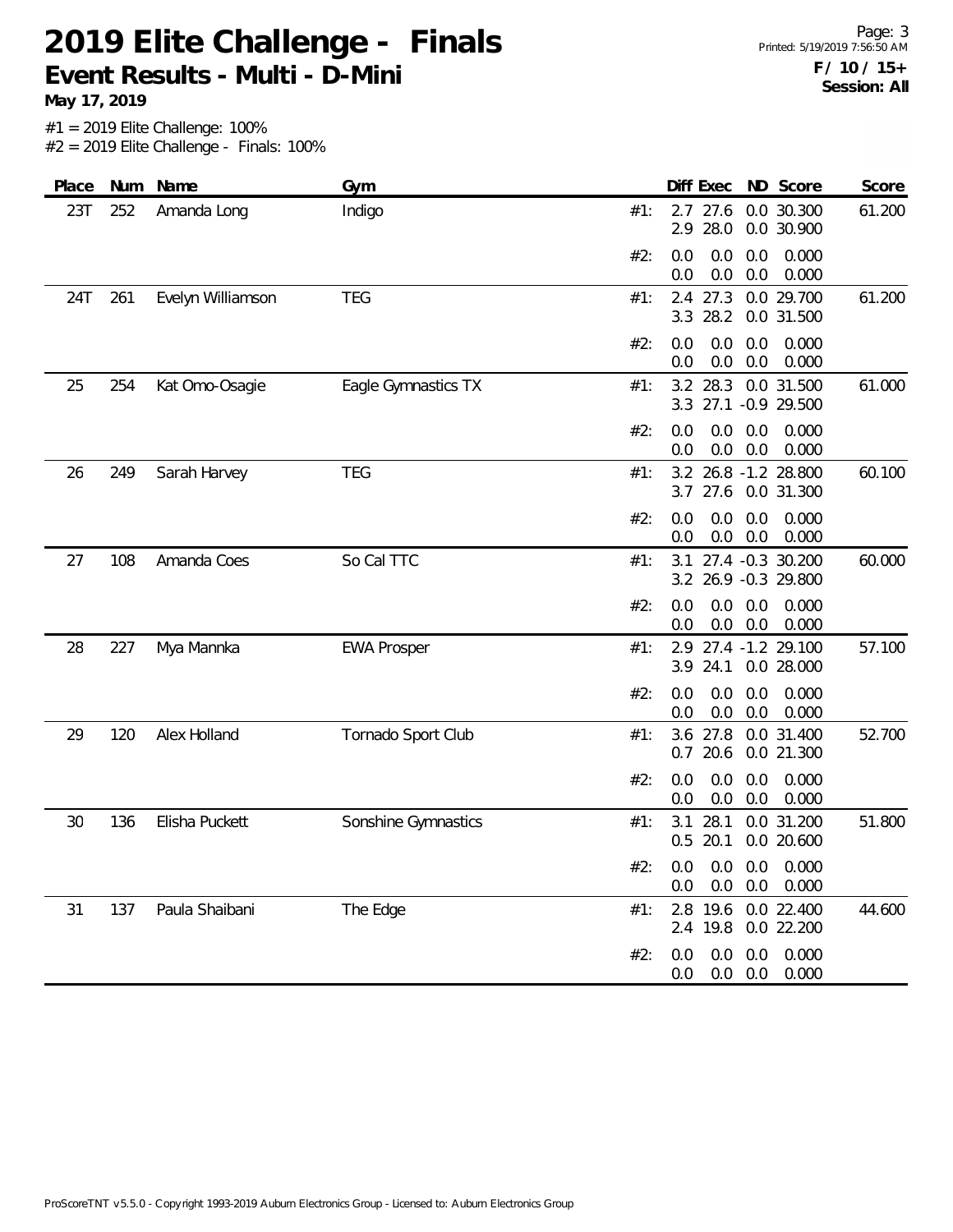# 2019 Elite Challenge - Finals

## Event Results - Multi - D-Mini

**May 17, 2019**

**F / 10 / 15+**
**Session: All**

#1 = 2019 Elite Challenge: 100%
#2 = 2019 Elite Challenge - Finals: 100%

| Place | Num | Name | Gym | | Diff | Exec | ND | Score | Score |
|---|---|---|---|---|---|---|---|---|---|
| 23T | 252 | Amanda Long | Indigo | #1: | 2.7 | 27.6 | 0.0 | 30.300 | 61.200 |
| | | | | | 2.9 | 28.0 | 0.0 | 30.900 | |
| | | | | #2: | 0.0 | 0.0 | 0.0 | 0.000 | |
| | | | | | 0.0 | 0.0 | 0.0 | 0.000 | |
| 24T | 261 | Evelyn Williamson | TEG | #1: | 2.4 | 27.3 | 0.0 | 29.700 | 61.200 |
| | | | | | 3.3 | 28.2 | 0.0 | 31.500 | |
| | | | | #2: | 0.0 | 0.0 | 0.0 | 0.000 | |
| | | | | | 0.0 | 0.0 | 0.0 | 0.000 | |
| 25 | 254 | Kat Omo-Osagie | Eagle Gymnastics TX | #1: | 3.2 | 28.3 | 0.0 | 31.500 | 61.000 |
| | | | | | 3.3 | 27.1 | -0.9 | 29.500 | |
| | | | | #2: | 0.0 | 0.0 | 0.0 | 0.000 | |
| | | | | | 0.0 | 0.0 | 0.0 | 0.000 | |
| 26 | 249 | Sarah Harvey | TEG | #1: | 3.2 | 26.8 | -1.2 | 28.800 | 60.100 |
| | | | | | 3.7 | 27.6 | 0.0 | 31.300 | |
| | | | | #2: | 0.0 | 0.0 | 0.0 | 0.000 | |
| | | | | | 0.0 | 0.0 | 0.0 | 0.000 | |
| 27 | 108 | Amanda Coes | So Cal TTC | #1: | 3.1 | 27.4 | -0.3 | 30.200 | 60.000 |
| | | | | | 3.2 | 26.9 | -0.3 | 29.800 | |
| | | | | #2: | 0.0 | 0.0 | 0.0 | 0.000 | |
| | | | | | 0.0 | 0.0 | 0.0 | 0.000 | |
| 28 | 227 | Mya Mannka | EWA Prosper | #1: | 2.9 | 27.4 | -1.2 | 29.100 | 57.100 |
| | | | | | 3.9 | 24.1 | 0.0 | 28.000 | |
| | | | | #2: | 0.0 | 0.0 | 0.0 | 0.000 | |
| | | | | | 0.0 | 0.0 | 0.0 | 0.000 | |
| 29 | 120 | Alex Holland | Tornado Sport Club | #1: | 3.6 | 27.8 | 0.0 | 31.400 | 52.700 |
| | | | | | 0.7 | 20.6 | 0.0 | 21.300 | |
| | | | | #2: | 0.0 | 0.0 | 0.0 | 0.000 | |
| | | | | | 0.0 | 0.0 | 0.0 | 0.000 | |
| 30 | 136 | Elisha Puckett | Sonshine Gymnastics | #1: | 3.1 | 28.1 | 0.0 | 31.200 | 51.800 |
| | | | | | 0.5 | 20.1 | 0.0 | 20.600 | |
| | | | | #2: | 0.0 | 0.0 | 0.0 | 0.000 | |
| | | | | | 0.0 | 0.0 | 0.0 | 0.000 | |
| 31 | 137 | Paula Shaibani | The Edge | #1: | 2.8 | 19.6 | 0.0 | 22.400 | 44.600 |
| | | | | | 2.4 | 19.8 | 0.0 | 22.200 | |
| | | | | #2: | 0.0 | 0.0 | 0.0 | 0.000 | |
| | | | | | 0.0 | 0.0 | 0.0 | 0.000 | |